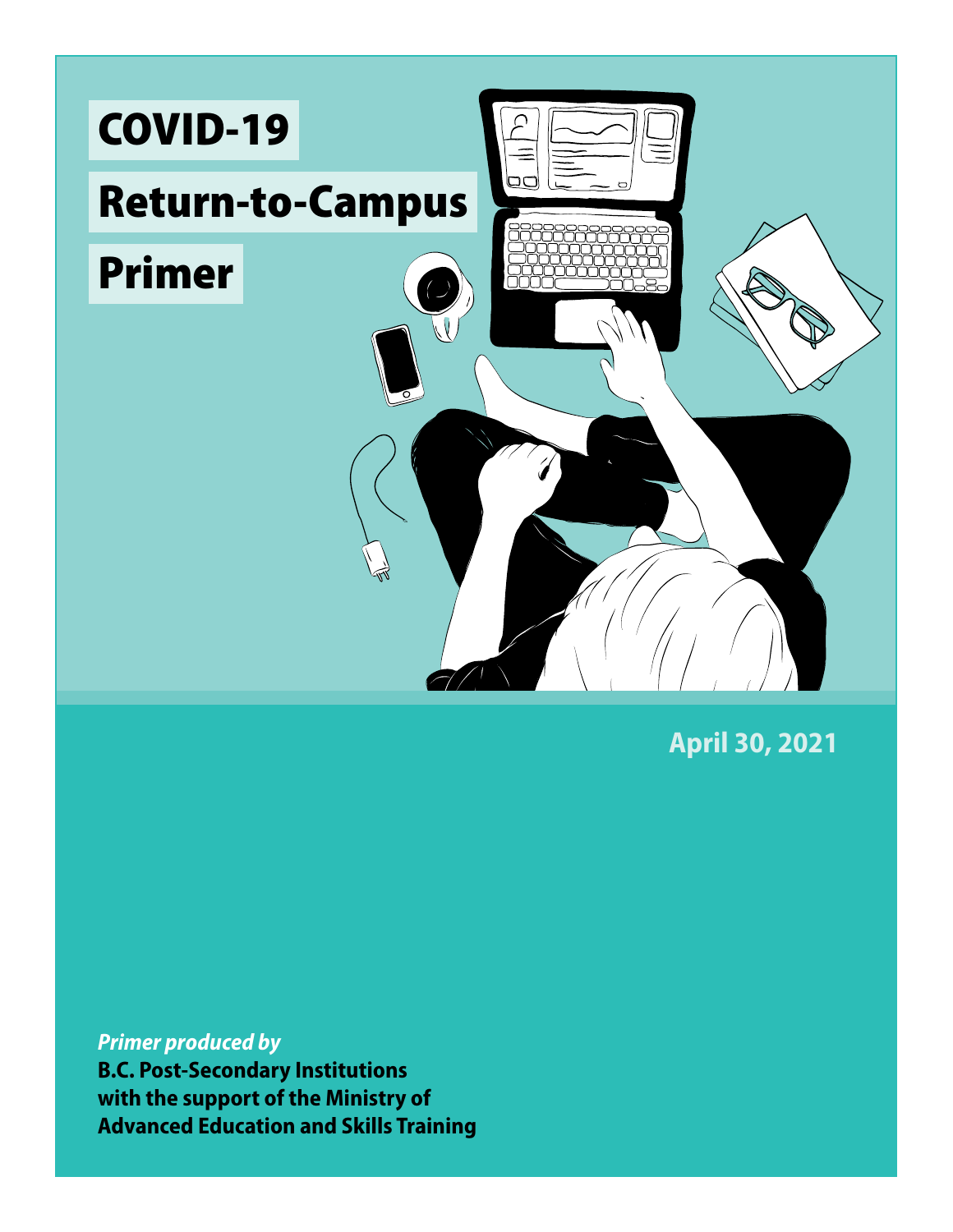# COVID-19 Return-to-Campus Primer

**April 30, 2021**

***Primer produced by***
**B.C. Post-Secondary Institutions with the support of the Ministry of Advanced Education and Skills Training**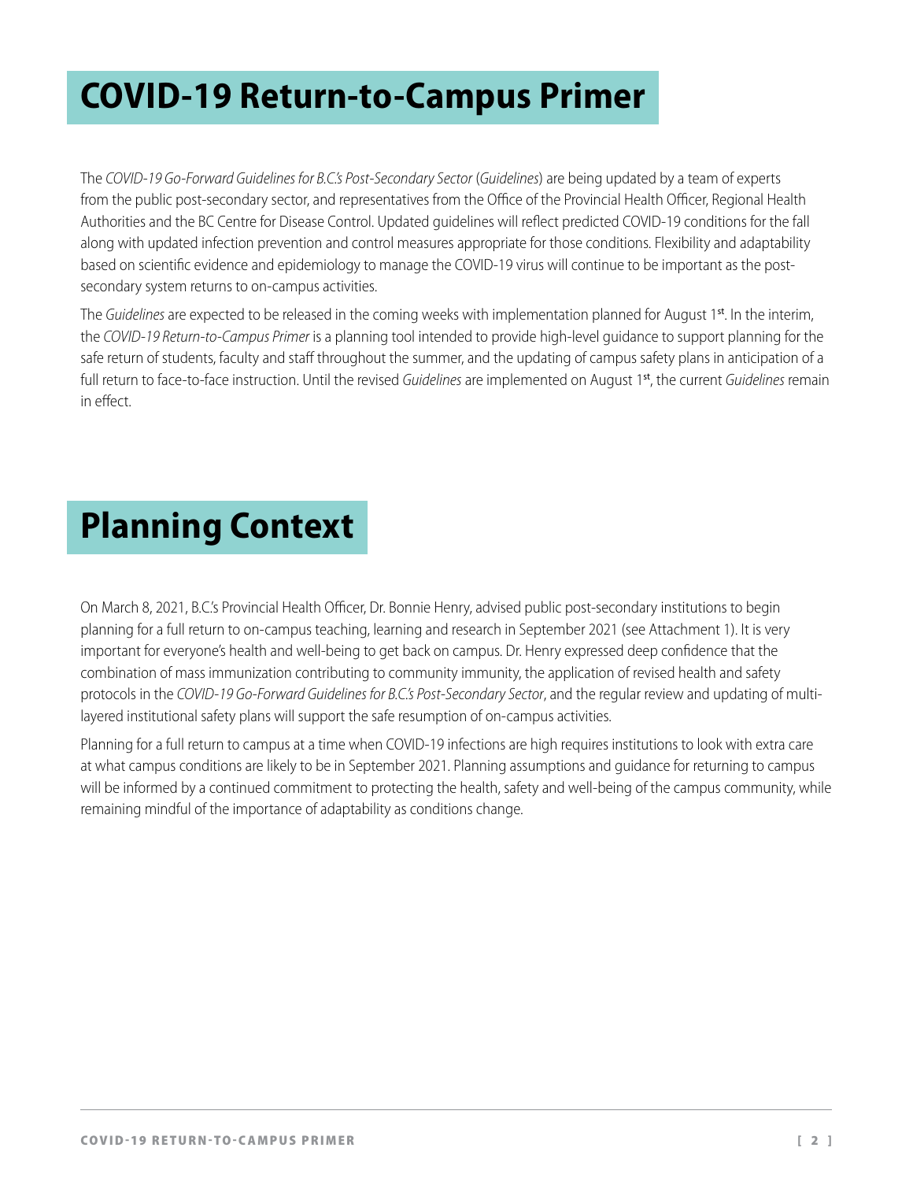# COVID-19 Return-to-Campus Primer

The *COVID-19 Go-Forward Guidelines for B.C.'s Post-Secondary Sector* (*Guidelines*) are being updated by a team of experts from the public post-secondary sector, and representatives from the Office of the Provincial Health Officer, Regional Health Authorities and the BC Centre for Disease Control. Updated guidelines will reflect predicted COVID-19 conditions for the fall along with updated infection prevention and control measures appropriate for those conditions. Flexibility and adaptability based on scientific evidence and epidemiology to manage the COVID-19 virus will continue to be important as the post-secondary system returns to on-campus activities.

The *Guidelines* are expected to be released in the coming weeks with implementation planned for August 1st. In the interim, the *COVID-19 Return-to-Campus Primer* is a planning tool intended to provide high-level guidance to support planning for the safe return of students, faculty and staff throughout the summer, and the updating of campus safety plans in anticipation of a full return to face-to-face instruction. Until the revised *Guidelines* are implemented on August 1st, the current *Guidelines* remain in effect.

# Planning Context

On March 8, 2021, B.C.'s Provincial Health Officer, Dr. Bonnie Henry, advised public post-secondary institutions to begin planning for a full return to on-campus teaching, learning and research in September 2021 (see Attachment 1). It is very important for everyone's health and well-being to get back on campus. Dr. Henry expressed deep confidence that the combination of mass immunization contributing to community immunity, the application of revised health and safety protocols in the *COVID-19 Go-Forward Guidelines for B.C.'s Post-Secondary Sector*, and the regular review and updating of multi-layered institutional safety plans will support the safe resumption of on-campus activities.

Planning for a full return to campus at a time when COVID-19 infections are high requires institutions to look with extra care at what campus conditions are likely to be in September 2021. Planning assumptions and guidance for returning to campus will be informed by a continued commitment to protecting the health, safety and well-being of the campus community, while remaining mindful of the importance of adaptability as conditions change.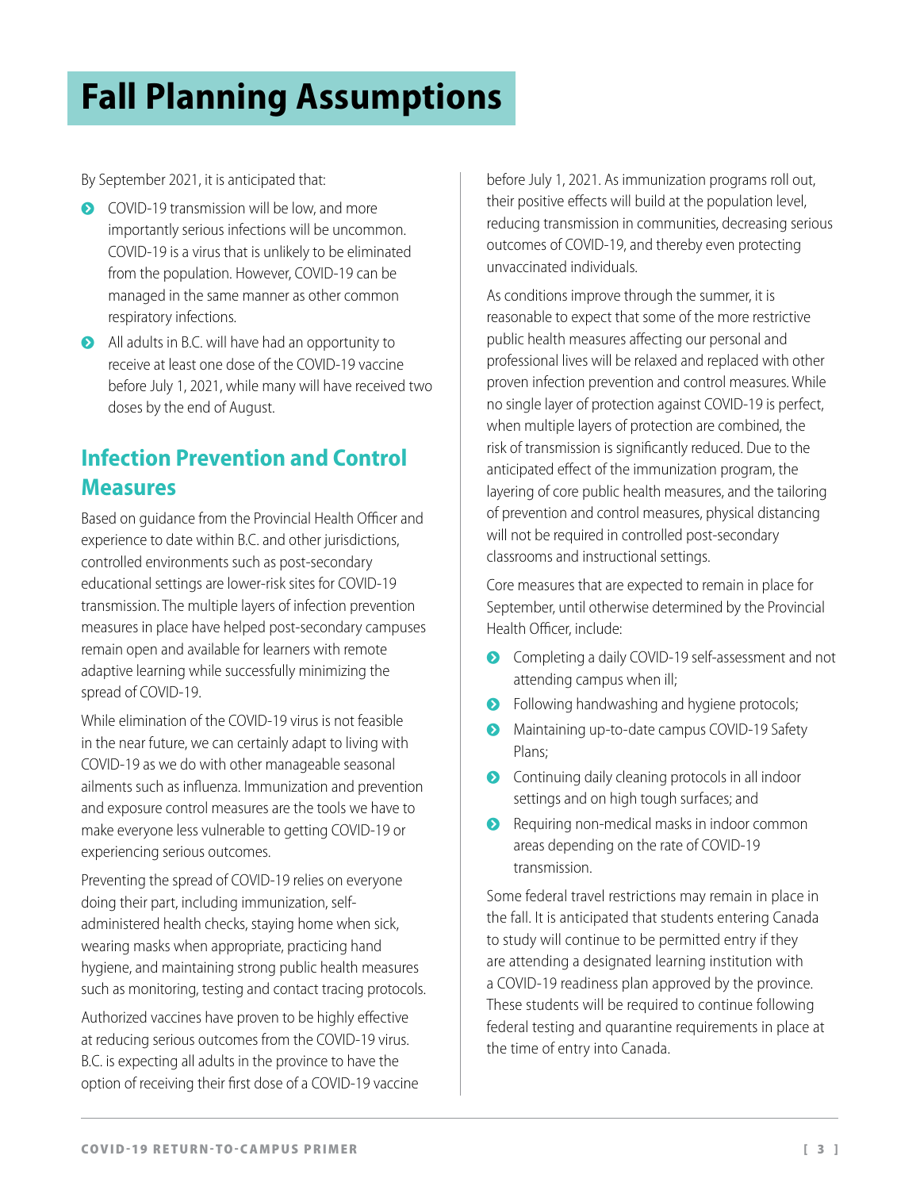# Fall Planning Assumptions

By September 2021, it is anticipated that:

- COVID-19 transmission will be low, and more importantly serious infections will be uncommon. COVID-19 is a virus that is unlikely to be eliminated from the population. However, COVID-19 can be managed in the same manner as other common respiratory infections.
- All adults in B.C. will have had an opportunity to receive at least one dose of the COVID-19 vaccine before July 1, 2021, while many will have received two doses by the end of August.

## Infection Prevention and Control Measures

Based on guidance from the Provincial Health Officer and experience to date within B.C. and other jurisdictions, controlled environments such as post-secondary educational settings are lower-risk sites for COVID-19 transmission. The multiple layers of infection prevention measures in place have helped post-secondary campuses remain open and available for learners with remote adaptive learning while successfully minimizing the spread of COVID-19.

While elimination of the COVID-19 virus is not feasible in the near future, we can certainly adapt to living with COVID-19 as we do with other manageable seasonal ailments such as influenza. Immunization and prevention and exposure control measures are the tools we have to make everyone less vulnerable to getting COVID-19 or experiencing serious outcomes.

Preventing the spread of COVID-19 relies on everyone doing their part, including immunization, self-administered health checks, staying home when sick, wearing masks when appropriate, practicing hand hygiene, and maintaining strong public health measures such as monitoring, testing and contact tracing protocols.

Authorized vaccines have proven to be highly effective at reducing serious outcomes from the COVID-19 virus. B.C. is expecting all adults in the province to have the option of receiving their first dose of a COVID-19 vaccine before July 1, 2021. As immunization programs roll out, their positive effects will build at the population level, reducing transmission in communities, decreasing serious outcomes of COVID-19, and thereby even protecting unvaccinated individuals.

As conditions improve through the summer, it is reasonable to expect that some of the more restrictive public health measures affecting our personal and professional lives will be relaxed and replaced with other proven infection prevention and control measures. While no single layer of protection against COVID-19 is perfect, when multiple layers of protection are combined, the risk of transmission is significantly reduced. Due to the anticipated effect of the immunization program, the layering of core public health measures, and the tailoring of prevention and control measures, physical distancing will not be required in controlled post-secondary classrooms and instructional settings.

Core measures that are expected to remain in place for September, until otherwise determined by the Provincial Health Officer, include:

- Completing a daily COVID-19 self-assessment and not attending campus when ill;
- Following handwashing and hygiene protocols;
- Maintaining up-to-date campus COVID-19 Safety Plans;
- Continuing daily cleaning protocols in all indoor settings and on high tough surfaces; and
- Requiring non-medical masks in indoor common areas depending on the rate of COVID-19 transmission.

Some federal travel restrictions may remain in place in the fall. It is anticipated that students entering Canada to study will continue to be permitted entry if they are attending a designated learning institution with a COVID-19 readiness plan approved by the province. These students will be required to continue following federal testing and quarantine requirements in place at the time of entry into Canada.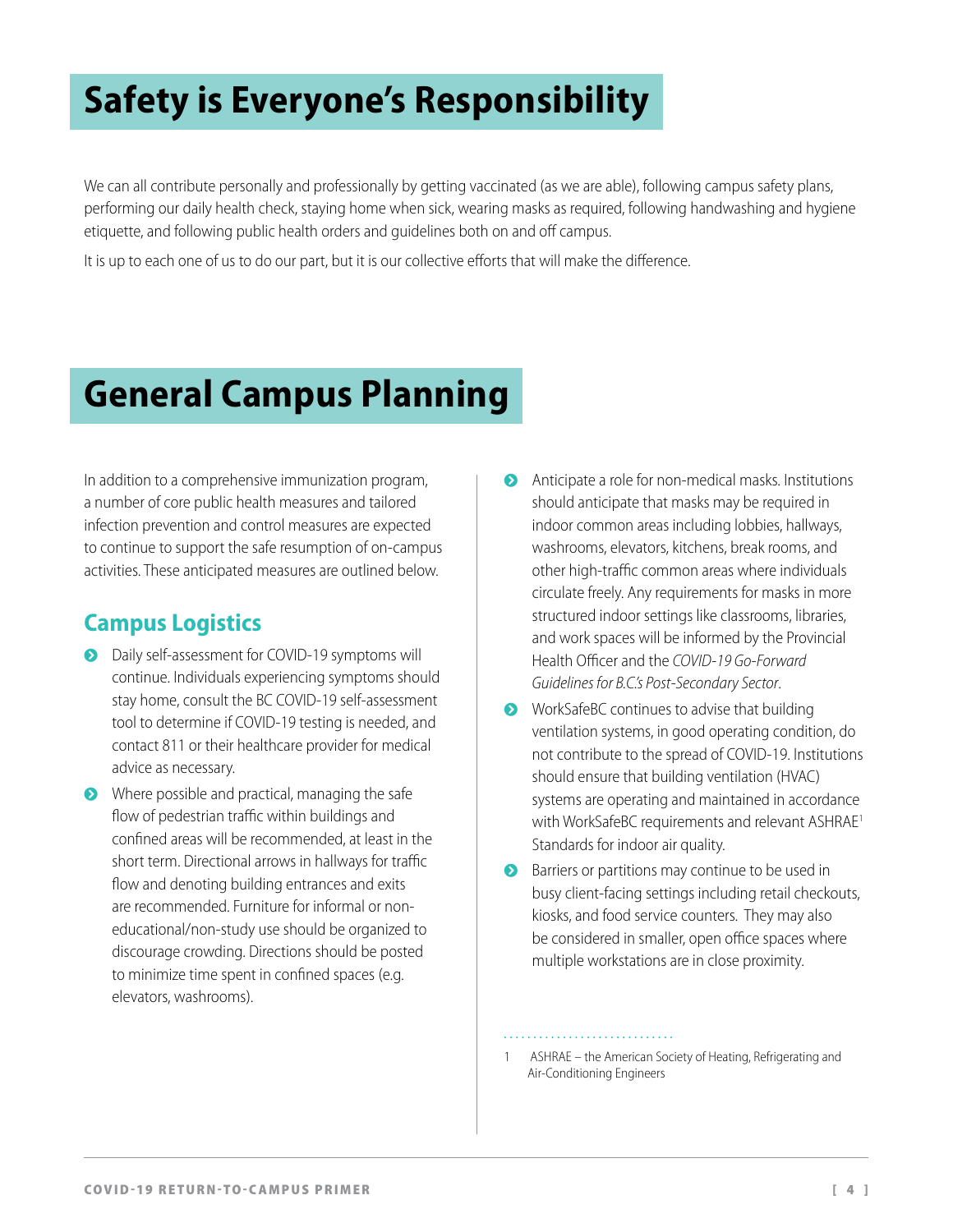# Safety is Everyone's Responsibility

We can all contribute personally and professionally by getting vaccinated (as we are able), following campus safety plans, performing our daily health check, staying home when sick, wearing masks as required, following handwashing and hygiene etiquette, and following public health orders and guidelines both on and off campus.

It is up to each one of us to do our part, but it is our collective efforts that will make the difference.

# General Campus Planning

In addition to a comprehensive immunization program, a number of core public health measures and tailored infection prevention and control measures are expected to continue to support the safe resumption of on-campus activities. These anticipated measures are outlined below.

## Campus Logistics

- Daily self-assessment for COVID-19 symptoms will continue. Individuals experiencing symptoms should stay home, consult the BC COVID-19 self-assessment tool to determine if COVID-19 testing is needed, and contact 811 or their healthcare provider for medical advice as necessary.
- Where possible and practical, managing the safe flow of pedestrian traffic within buildings and confined areas will be recommended, at least in the short term. Directional arrows in hallways for traffic flow and denoting building entrances and exits are recommended. Furniture for informal or non-educational/non-study use should be organized to discourage crowding. Directions should be posted to minimize time spent in confined spaces (e.g. elevators, washrooms).
- Anticipate a role for non-medical masks. Institutions should anticipate that masks may be required in indoor common areas including lobbies, hallways, washrooms, elevators, kitchens, break rooms, and other high-traffic common areas where individuals circulate freely. Any requirements for masks in more structured indoor settings like classrooms, libraries, and work spaces will be informed by the Provincial Health Officer and the *COVID-19 Go-Forward Guidelines for B.C.'s Post-Secondary Sector*.
- WorkSafeBC continues to advise that building ventilation systems, in good operating condition, do not contribute to the spread of COVID-19. Institutions should ensure that building ventilation (HVAC) systems are operating and maintained in accordance with WorkSafeBC requirements and relevant ASHRAE[1] Standards for indoor air quality.
- Barriers or partitions may continue to be used in busy client-facing settings including retail checkouts, kiosks, and food service counters. They may also be considered in smaller, open office spaces where multiple workstations are in close proximity.

1 ASHRAE – the American Society of Heating, Refrigerating and Air-Conditioning Engineers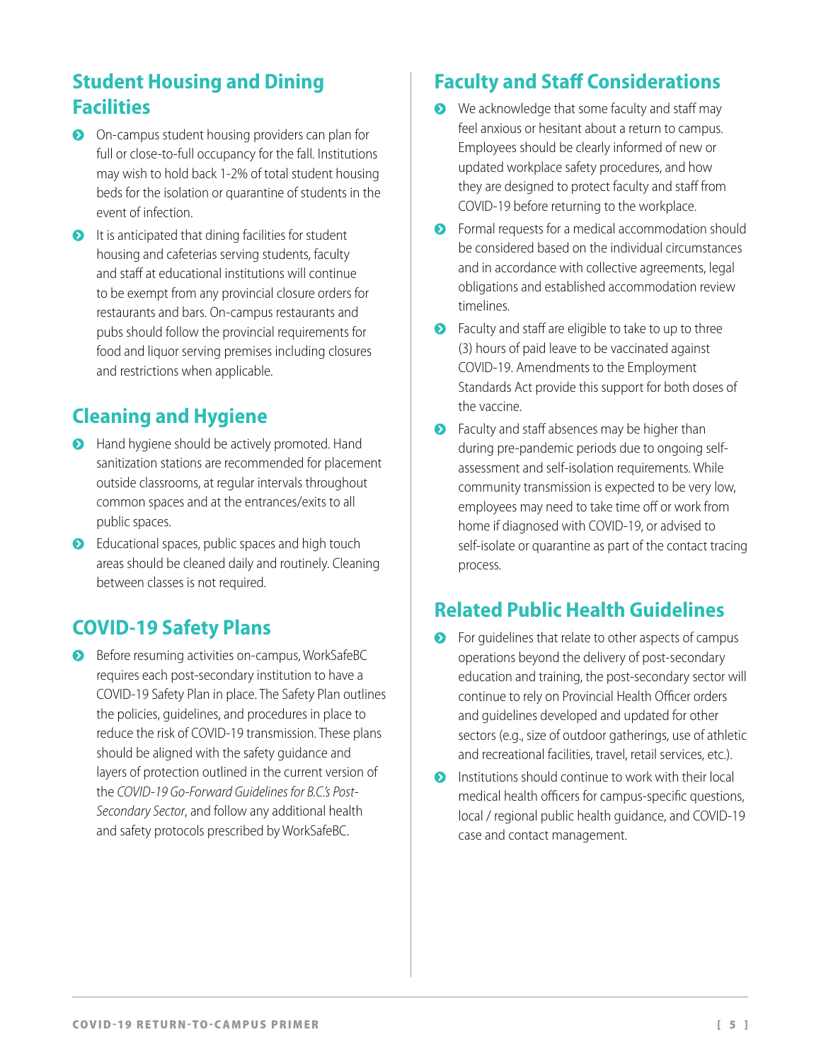## Student Housing and Dining Facilities

- On-campus student housing providers can plan for full or close-to-full occupancy for the fall. Institutions may wish to hold back 1-2% of total student housing beds for the isolation or quarantine of students in the event of infection.
- It is anticipated that dining facilities for student housing and cafeterias serving students, faculty and staff at educational institutions will continue to be exempt from any provincial closure orders for restaurants and bars. On-campus restaurants and pubs should follow the provincial requirements for food and liquor serving premises including closures and restrictions when applicable.

## Cleaning and Hygiene

- Hand hygiene should be actively promoted. Hand sanitization stations are recommended for placement outside classrooms, at regular intervals throughout common spaces and at the entrances/exits to all public spaces.
- Educational spaces, public spaces and high touch areas should be cleaned daily and routinely. Cleaning between classes is not required.

## COVID-19 Safety Plans

- Before resuming activities on-campus, WorkSafeBC requires each post-secondary institution to have a COVID-19 Safety Plan in place. The Safety Plan outlines the policies, guidelines, and procedures in place to reduce the risk of COVID-19 transmission. These plans should be aligned with the safety guidance and layers of protection outlined in the current version of the *COVID-19 Go-Forward Guidelines for B.C.'s Post-Secondary Sector*, and follow any additional health and safety protocols prescribed by WorkSafeBC.

## Faculty and Staff Considerations

- We acknowledge that some faculty and staff may feel anxious or hesitant about a return to campus. Employees should be clearly informed of new or updated workplace safety procedures, and how they are designed to protect faculty and staff from COVID-19 before returning to the workplace.
- Formal requests for a medical accommodation should be considered based on the individual circumstances and in accordance with collective agreements, legal obligations and established accommodation review timelines.
- Faculty and staff are eligible to take to up to three (3) hours of paid leave to be vaccinated against COVID-19. Amendments to the Employment Standards Act provide this support for both doses of the vaccine.
- Faculty and staff absences may be higher than during pre-pandemic periods due to ongoing self-assessment and self-isolation requirements. While community transmission is expected to be very low, employees may need to take time off or work from home if diagnosed with COVID-19, or advised to self-isolate or quarantine as part of the contact tracing process.

## Related Public Health Guidelines

- For guidelines that relate to other aspects of campus operations beyond the delivery of post-secondary education and training, the post-secondary sector will continue to rely on Provincial Health Officer orders and guidelines developed and updated for other sectors (e.g., size of outdoor gatherings, use of athletic and recreational facilities, travel, retail services, etc.).
- Institutions should continue to work with their local medical health officers for campus-specific questions, local / regional public health guidance, and COVID-19 case and contact management.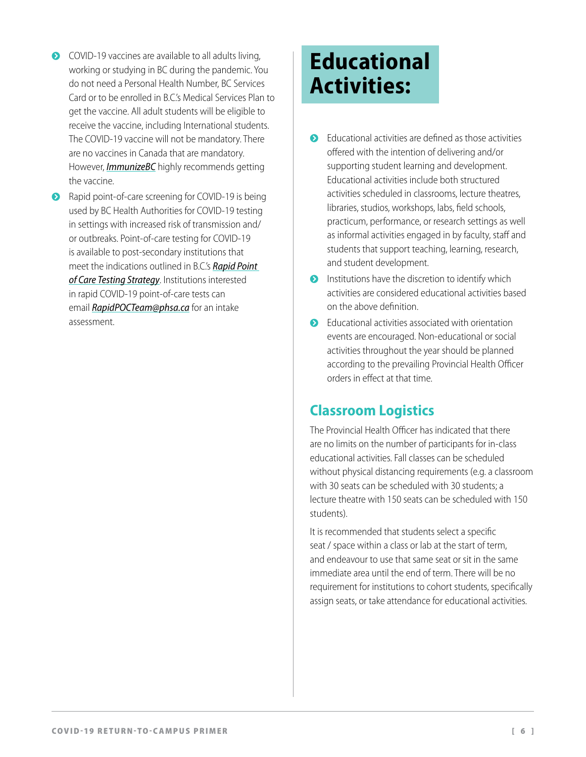- COVID-19 vaccines are available to all adults living, working or studying in BC during the pandemic. You do not need a Personal Health Number, BC Services Card or to be enrolled in B.C.'s Medical Services Plan to get the vaccine. All adult students will be eligible to receive the vaccine, including International students. The COVID-19 vaccine will not be mandatory. There are no vaccines in Canada that are mandatory. However, *ImmunizeBC* highly recommends getting the vaccine.
- Rapid point-of-care screening for COVID-19 is being used by BC Health Authorities for COVID-19 testing in settings with increased risk of transmission and/or outbreaks. Point-of-care testing for COVID-19 is available to post-secondary institutions that meet the indications outlined in B.C.'s *Rapid Point of Care Testing Strategy*. Institutions interested in rapid COVID-19 point-of-care tests can email *RapidPOCTeam@phsa.ca* for an intake assessment.

# Educational Activities:

- Educational activities are defined as those activities offered with the intention of delivering and/or supporting student learning and development. Educational activities include both structured activities scheduled in classrooms, lecture theatres, libraries, studios, workshops, labs, field schools, practicum, performance, or research settings as well as informal activities engaged in by faculty, staff and students that support teaching, learning, research, and student development.
- Institutions have the discretion to identify which activities are considered educational activities based on the above definition.
- Educational activities associated with orientation events are encouraged. Non-educational or social activities throughout the year should be planned according to the prevailing Provincial Health Officer orders in effect at that time.

## Classroom Logistics

The Provincial Health Officer has indicated that there are no limits on the number of participants for in-class educational activities. Fall classes can be scheduled without physical distancing requirements (e.g. a classroom with 30 seats can be scheduled with 30 students; a lecture theatre with 150 seats can be scheduled with 150 students).

It is recommended that students select a specific seat / space within a class or lab at the start of term, and endeavour to use that same seat or sit in the same immediate area until the end of term. There will be no requirement for institutions to cohort students, specifically assign seats, or take attendance for educational activities.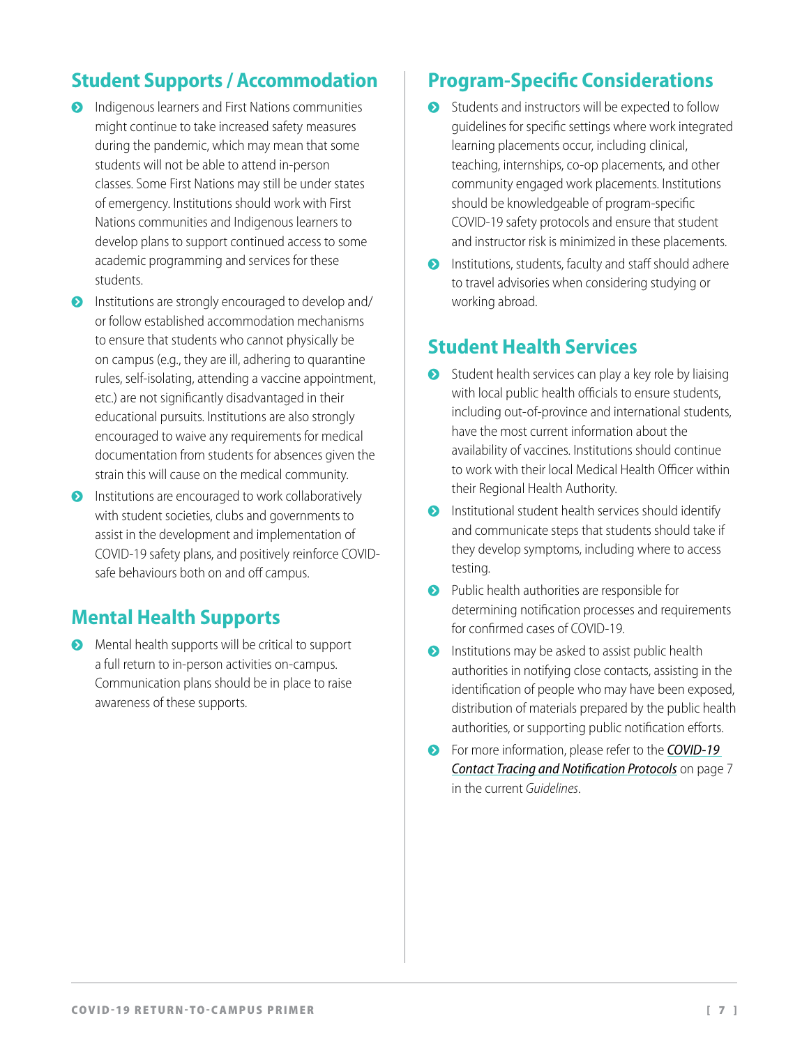## Student Supports / Accommodation

- Indigenous learners and First Nations communities might continue to take increased safety measures during the pandemic, which may mean that some students will not be able to attend in-person classes. Some First Nations may still be under states of emergency. Institutions should work with First Nations communities and Indigenous learners to develop plans to support continued access to some academic programming and services for these students.
- Institutions are strongly encouraged to develop and/or follow established accommodation mechanisms to ensure that students who cannot physically be on campus (e.g., they are ill, adhering to quarantine rules, self-isolating, attending a vaccine appointment, etc.) are not significantly disadvantaged in their educational pursuits. Institutions are also strongly encouraged to waive any requirements for medical documentation from students for absences given the strain this will cause on the medical community.
- Institutions are encouraged to work collaboratively with student societies, clubs and governments to assist in the development and implementation of COVID-19 safety plans, and positively reinforce COVID-safe behaviours both on and off campus.

## Mental Health Supports

- Mental health supports will be critical to support a full return to in-person activities on-campus. Communication plans should be in place to raise awareness of these supports.

## Program-Specific Considerations

- Students and instructors will be expected to follow guidelines for specific settings where work integrated learning placements occur, including clinical, teaching, internships, co-op placements, and other community engaged work placements. Institutions should be knowledgeable of program-specific COVID-19 safety protocols and ensure that student and instructor risk is minimized in these placements.
- Institutions, students, faculty and staff should adhere to travel advisories when considering studying or working abroad.

## Student Health Services

- Student health services can play a key role by liaising with local public health officials to ensure students, including out-of-province and international students, have the most current information about the availability of vaccines. Institutions should continue to work with their local Medical Health Officer within their Regional Health Authority.
- Institutional student health services should identify and communicate steps that students should take if they develop symptoms, including where to access testing.
- Public health authorities are responsible for determining notification processes and requirements for confirmed cases of COVID-19.
- Institutions may be asked to assist public health authorities in notifying close contacts, assisting in the identification of people who may have been exposed, distribution of materials prepared by the public health authorities, or supporting public notification efforts.
- For more information, please refer to the ***COVID-19 Contact Tracing and Notification Protocols*** on page 7 in the current *Guidelines*.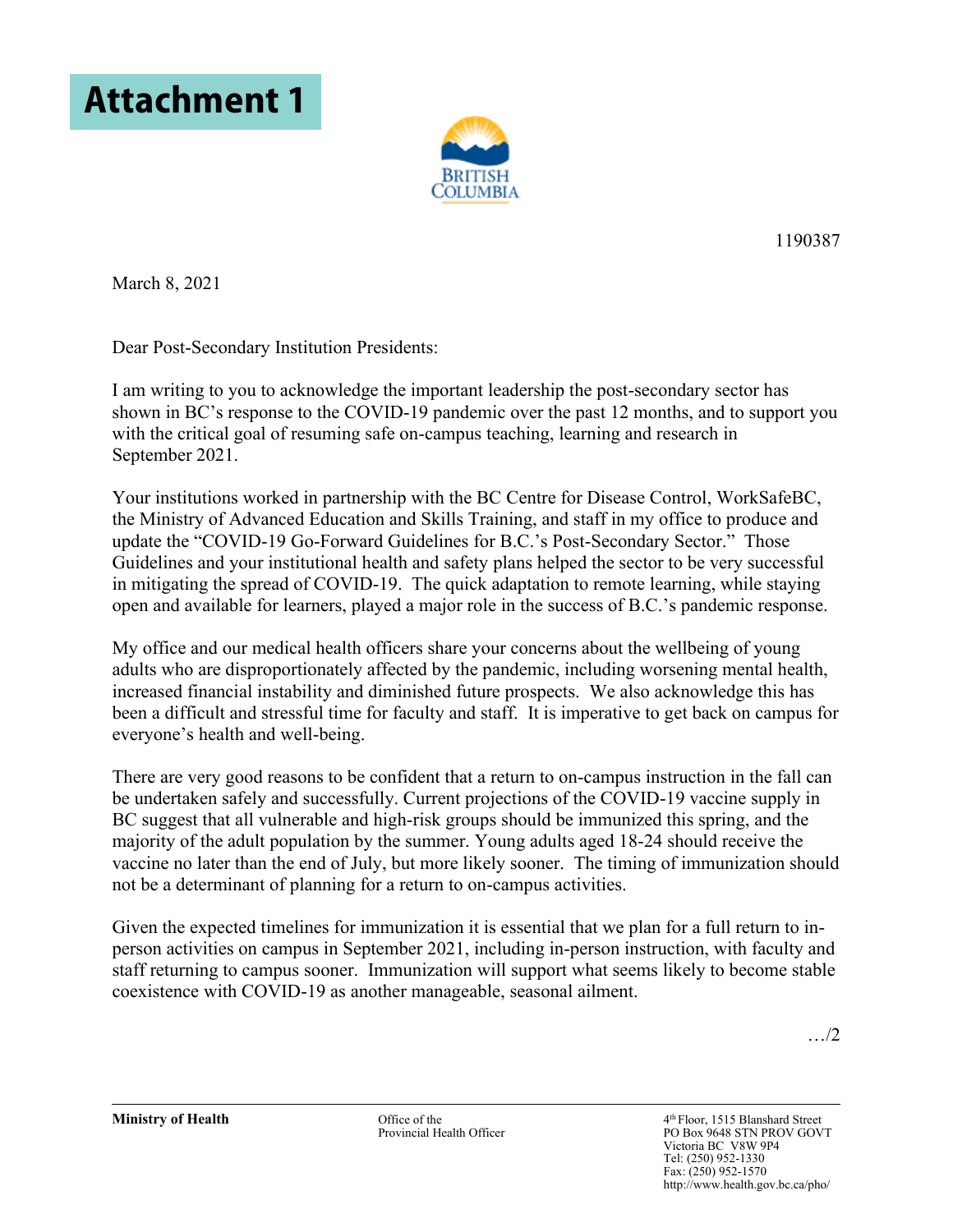# Attachment 1

1190387

March 8, 2021

Dear Post-Secondary Institution Presidents:

I am writing to you to acknowledge the important leadership the post-secondary sector has shown in BC's response to the COVID-19 pandemic over the past 12 months, and to support you with the critical goal of resuming safe on-campus teaching, learning and research in September 2021.

Your institutions worked in partnership with the BC Centre for Disease Control, WorkSafeBC, the Ministry of Advanced Education and Skills Training, and staff in my office to produce and update the "COVID-19 Go-Forward Guidelines for B.C.'s Post-Secondary Sector." Those Guidelines and your institutional health and safety plans helped the sector to be very successful in mitigating the spread of COVID-19. The quick adaptation to remote learning, while staying open and available for learners, played a major role in the success of B.C.'s pandemic response.

My office and our medical health officers share your concerns about the wellbeing of young adults who are disproportionately affected by the pandemic, including worsening mental health, increased financial instability and diminished future prospects. We also acknowledge this has been a difficult and stressful time for faculty and staff. It is imperative to get back on campus for everyone's health and well-being.

There are very good reasons to be confident that a return to on-campus instruction in the fall can be undertaken safely and successfully. Current projections of the COVID-19 vaccine supply in BC suggest that all vulnerable and high-risk groups should be immunized this spring, and the majority of the adult population by the summer. Young adults aged 18-24 should receive the vaccine no later than the end of July, but more likely sooner. The timing of immunization should not be a determinant of planning for a return to on-campus activities.

Given the expected timelines for immunization it is essential that we plan for a full return to in-person activities on campus in September 2021, including in-person instruction, with faculty and staff returning to campus sooner. Immunization will support what seems likely to become stable coexistence with COVID-19 as another manageable, seasonal ailment.

…/2

**Ministry of Health** | Office of the Provincial Health Officer | 4th Floor, 1515 Blanshard Street, PO Box 9648 STN PROV GOVT, Victoria BC V8W 9P4, Tel: (250) 952-1330, Fax: (250) 952-1570, http://www.health.gov.bc.ca/pho/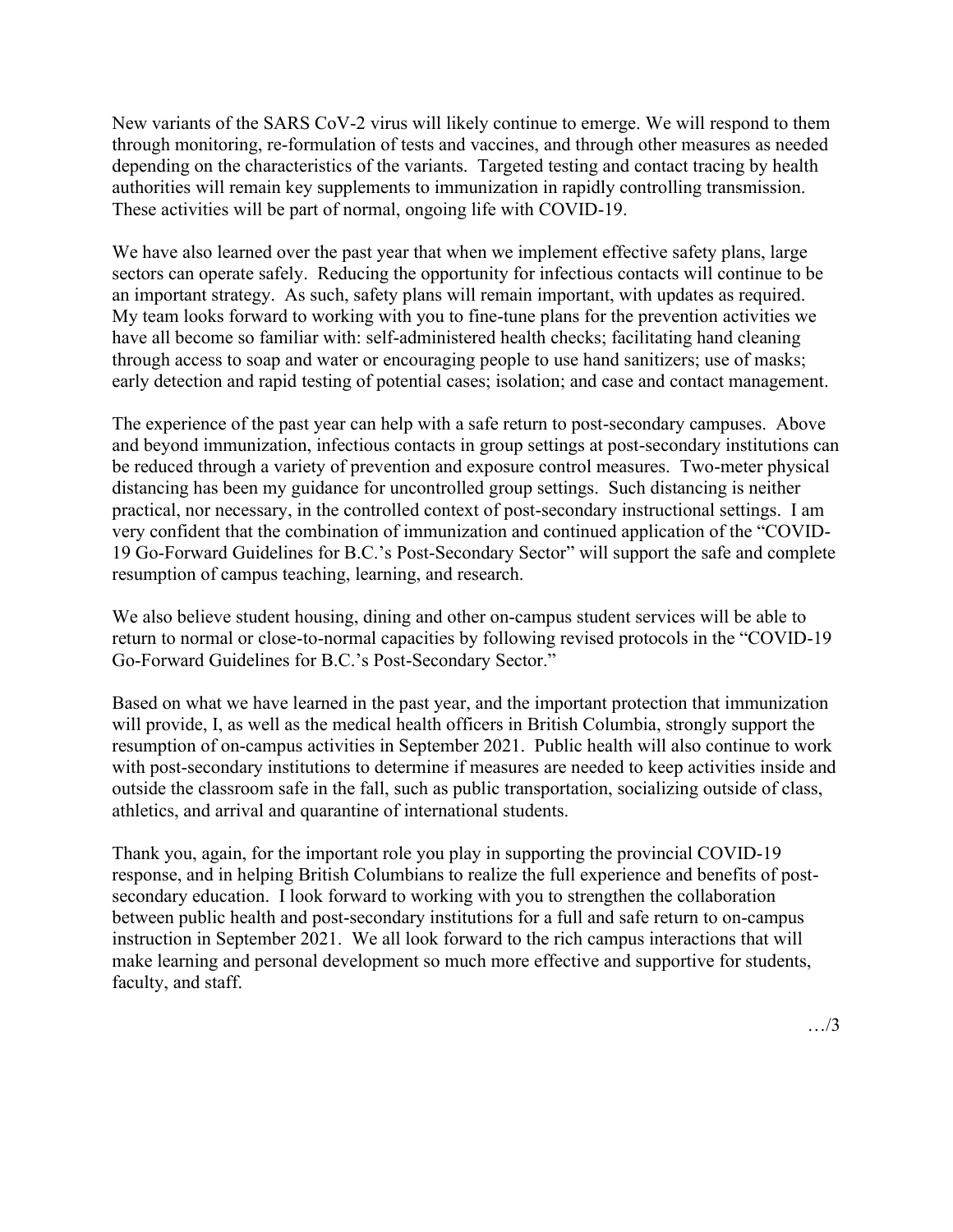New variants of the SARS CoV-2 virus will likely continue to emerge. We will respond to them through monitoring, re-formulation of tests and vaccines, and through other measures as needed depending on the characteristics of the variants. Targeted testing and contact tracing by health authorities will remain key supplements to immunization in rapidly controlling transmission. These activities will be part of normal, ongoing life with COVID-19.

We have also learned over the past year that when we implement effective safety plans, large sectors can operate safely. Reducing the opportunity for infectious contacts will continue to be an important strategy. As such, safety plans will remain important, with updates as required. My team looks forward to working with you to fine-tune plans for the prevention activities we have all become so familiar with: self-administered health checks; facilitating hand cleaning through access to soap and water or encouraging people to use hand sanitizers; use of masks; early detection and rapid testing of potential cases; isolation; and case and contact management.

The experience of the past year can help with a safe return to post-secondary campuses. Above and beyond immunization, infectious contacts in group settings at post-secondary institutions can be reduced through a variety of prevention and exposure control measures. Two-meter physical distancing has been my guidance for uncontrolled group settings. Such distancing is neither practical, nor necessary, in the controlled context of post-secondary instructional settings. I am very confident that the combination of immunization and continued application of the "COVID-19 Go-Forward Guidelines for B.C.'s Post-Secondary Sector" will support the safe and complete resumption of campus teaching, learning, and research.

We also believe student housing, dining and other on-campus student services will be able to return to normal or close-to-normal capacities by following revised protocols in the "COVID-19 Go-Forward Guidelines for B.C.'s Post-Secondary Sector."

Based on what we have learned in the past year, and the important protection that immunization will provide, I, as well as the medical health officers in British Columbia, strongly support the resumption of on-campus activities in September 2021. Public health will also continue to work with post-secondary institutions to determine if measures are needed to keep activities inside and outside the classroom safe in the fall, such as public transportation, socializing outside of class, athletics, and arrival and quarantine of international students.

Thank you, again, for the important role you play in supporting the provincial COVID-19 response, and in helping British Columbians to realize the full experience and benefits of post-secondary education. I look forward to working with you to strengthen the collaboration between public health and post-secondary institutions for a full and safe return to on-campus instruction in September 2021. We all look forward to the rich campus interactions that will make learning and personal development so much more effective and supportive for students, faculty, and staff.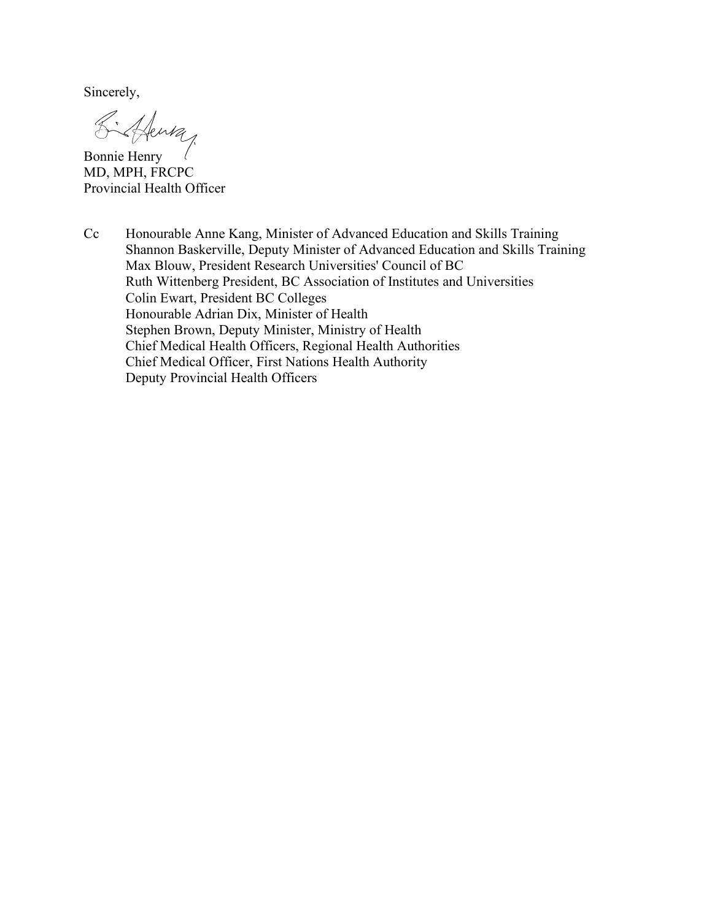Sincerely,

Bonnie Henry
MD, MPH, FRCPC
Provincial Health Officer

Cc Honourable Anne Kang, Minister of Advanced Education and Skills Training
Shannon Baskerville, Deputy Minister of Advanced Education and Skills Training
Max Blouw, President Research Universities' Council of BC
Ruth Wittenberg President, BC Association of Institutes and Universities
Colin Ewart, President BC Colleges
Honourable Adrian Dix, Minister of Health
Stephen Brown, Deputy Minister, Ministry of Health
Chief Medical Health Officers, Regional Health Authorities
Chief Medical Officer, First Nations Health Authority
Deputy Provincial Health Officers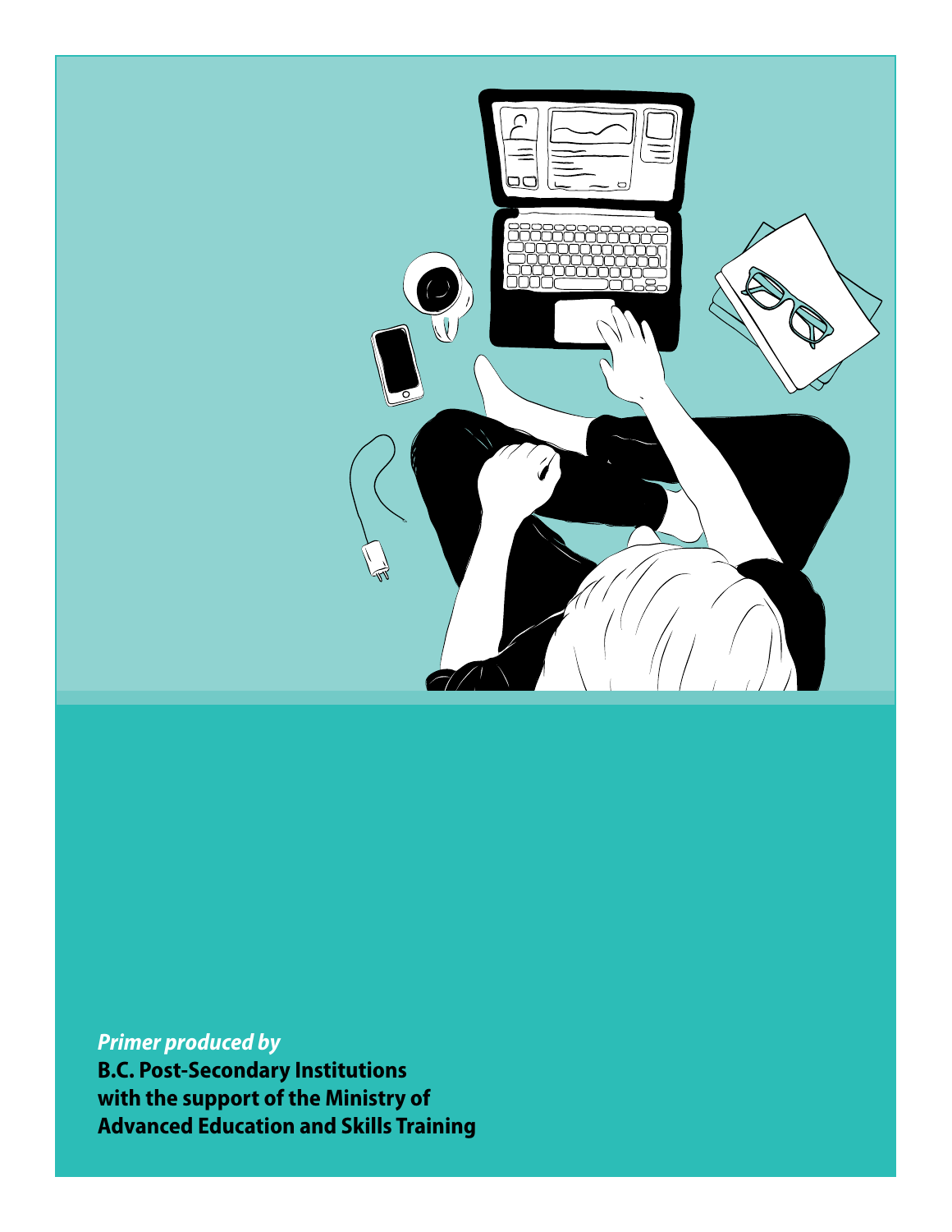*Primer produced by*

**B.C. Post-Secondary Institutions with the support of the Ministry of Advanced Education and Skills Training**